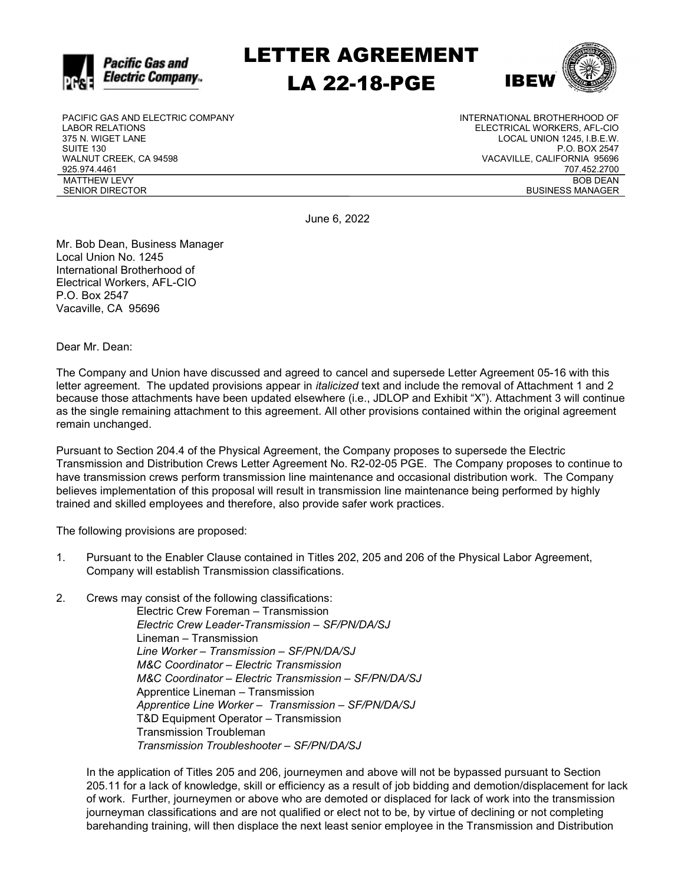# LETTER AGREEMENT
# LA 22-18-PGE

| PACIFIC GAS AND ELECTRIC COMPANY | INTERNATIONAL BROTHERHOOD OF |
|---|---|
| LABOR RELATIONS | ELECTRICAL WORKERS, AFL-CIO |
| 375 N. WIGET LANE | LOCAL UNION 1245, I.B.E.W. |
| SUITE 130 | P.O. BOX 2547 |
| WALNUT CREEK, CA 94598 | VACAVILLE, CALIFORNIA 95696 |
| 925.974.4461 | 707.452.2700 |
| MATTHEW LEVY | BOB DEAN |
| SENIOR DIRECTOR | BUSINESS MANAGER |

June 6, 2022

Mr. Bob Dean, Business Manager
Local Union No. 1245
International Brotherhood of
Electrical Workers, AFL-CIO
P.O. Box 2547
Vacaville, CA 95696

Dear Mr. Dean:

The Company and Union have discussed and agreed to cancel and supersede Letter Agreement 05-16 with this letter agreement. The updated provisions appear in *italicized* text and include the removal of Attachment 1 and 2 because those attachments have been updated elsewhere (i.e., JDLOP and Exhibit "X"). Attachment 3 will continue as the single remaining attachment to this agreement. All other provisions contained within the original agreement remain unchanged.

Pursuant to Section 204.4 of the Physical Agreement, the Company proposes to supersede the Electric Transmission and Distribution Crews Letter Agreement No. R2-02-05 PGE. The Company proposes to continue to have transmission crews perform transmission line maintenance and occasional distribution work. The Company believes implementation of this proposal will result in transmission line maintenance being performed by highly trained and skilled employees and therefore, also provide safer work practices.

The following provisions are proposed:

1. Pursuant to the Enabler Clause contained in Titles 202, 205 and 206 of the Physical Labor Agreement, Company will establish Transmission classifications.

2. Crews may consist of the following classifications:
   - Electric Crew Foreman – Transmission
   - *Electric Crew Leader-Transmission – SF/PN/DA/SJ*
   - Lineman – Transmission
   - *Line Worker – Transmission – SF/PN/DA/SJ*
   - *M&C Coordinator – Electric Transmission*
   - *M&C Coordinator – Electric Transmission – SF/PN/DA/SJ*
   - Apprentice Lineman – Transmission
   - *Apprentice Line Worker – Transmission – SF/PN/DA/SJ*
   - T&D Equipment Operator – Transmission
   - Transmission Troubleman
   - *Transmission Troubleshooter – SF/PN/DA/SJ*

   In the application of Titles 205 and 206, journeymen and above will not be bypassed pursuant to Section 205.11 for a lack of knowledge, skill or efficiency as a result of job bidding and demotion/displacement for lack of work. Further, journeymen or above who are demoted or displaced for lack of work into the transmission journeyman classifications and are not qualified or elect not to be, by virtue of declining or not completing barehanding training, will then displace the next least senior employee in the Transmission and Distribution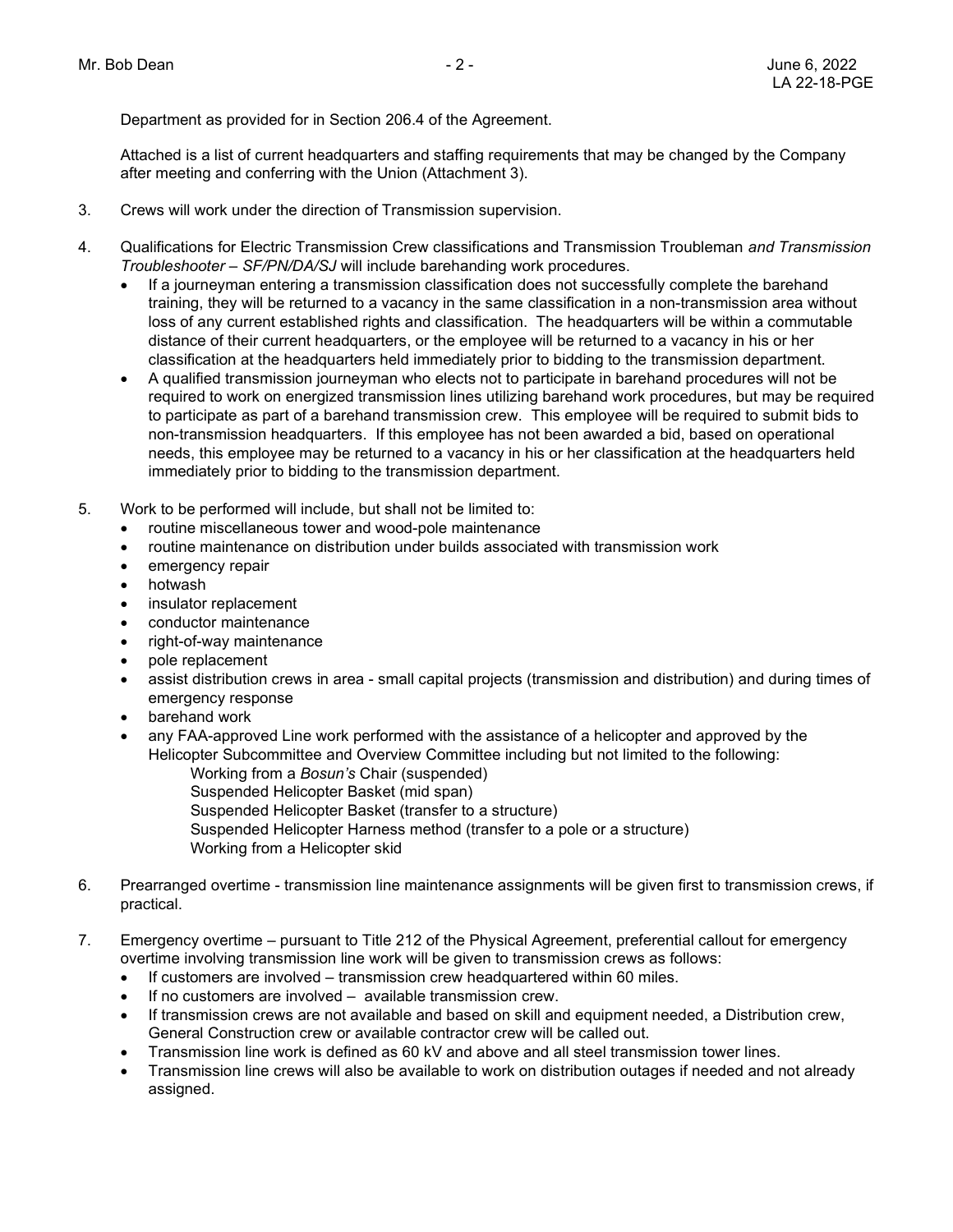Department as provided for in Section 206.4 of the Agreement.

Attached is a list of current headquarters and staffing requirements that may be changed by the Company after meeting and conferring with the Union (Attachment 3).

3. Crews will work under the direction of Transmission supervision.

4. Qualifications for Electric Transmission Crew classifications and Transmission Troubleman *and Transmission Troubleshooter – SF/PN/DA/SJ* will include barehanding work procedures.
   - If a journeyman entering a transmission classification does not successfully complete the barehand training, they will be returned to a vacancy in the same classification in a non-transmission area without loss of any current established rights and classification. The headquarters will be within a commutable distance of their current headquarters, or the employee will be returned to a vacancy in his or her classification at the headquarters held immediately prior to bidding to the transmission department.
   - A qualified transmission journeyman who elects not to participate in barehand procedures will not be required to work on energized transmission lines utilizing barehand work procedures, but may be required to participate as part of a barehand transmission crew. This employee will be required to submit bids to non-transmission headquarters. If this employee has not been awarded a bid, based on operational needs, this employee may be returned to a vacancy in his or her classification at the headquarters held immediately prior to bidding to the transmission department.

5. Work to be performed will include, but shall not be limited to:
   - routine miscellaneous tower and wood-pole maintenance
   - routine maintenance on distribution under builds associated with transmission work
   - emergency repair
   - hotwash
   - insulator replacement
   - conductor maintenance
   - right-of-way maintenance
   - pole replacement
   - assist distribution crews in area - small capital projects (transmission and distribution) and during times of emergency response
   - barehand work
   - any FAA-approved Line work performed with the assistance of a helicopter and approved by the Helicopter Subcommittee and Overview Committee including but not limited to the following:

     Working from a *Bosun's* Chair (suspended)
     Suspended Helicopter Basket (mid span)
     Suspended Helicopter Basket (transfer to a structure)
     Suspended Helicopter Harness method (transfer to a pole or a structure)
     Working from a Helicopter skid

6. Prearranged overtime - transmission line maintenance assignments will be given first to transmission crews, if practical.

7. Emergency overtime – pursuant to Title 212 of the Physical Agreement, preferential callout for emergency overtime involving transmission line work will be given to transmission crews as follows:
   - If customers are involved – transmission crew headquartered within 60 miles.
   - If no customers are involved – available transmission crew.
   - If transmission crews are not available and based on skill and equipment needed, a Distribution crew, General Construction crew or available contractor crew will be called out.
   - Transmission line work is defined as 60 kV and above and all steel transmission tower lines.
   - Transmission line crews will also be available to work on distribution outages if needed and not already assigned.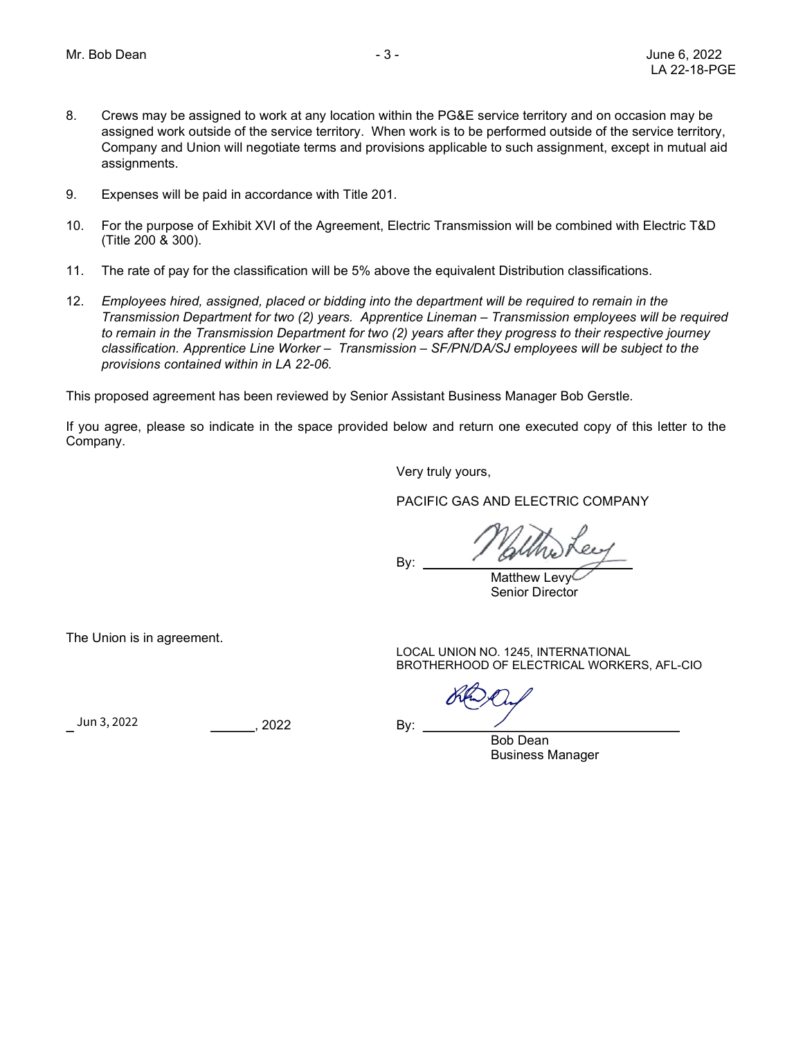8. Crews may be assigned to work at any location within the PG&E service territory and on occasion may be assigned work outside of the service territory. When work is to be performed outside of the service territory, Company and Union will negotiate terms and provisions applicable to such assignment, except in mutual aid assignments.

9. Expenses will be paid in accordance with Title 201.

10. For the purpose of Exhibit XVI of the Agreement, Electric Transmission will be combined with Electric T&D (Title 200 & 300).

11. The rate of pay for the classification will be 5% above the equivalent Distribution classifications.

12. *Employees hired, assigned, placed or bidding into the department will be required to remain in the Transmission Department for two (2) years. Apprentice Lineman – Transmission employees will be required to remain in the Transmission Department for two (2) years after they progress to their respective journey classification. Apprentice Line Worker – Transmission – SF/PN/DA/SJ employees will be subject to the provisions contained within in LA 22-06.*

This proposed agreement has been reviewed by Senior Assistant Business Manager Bob Gerstle.

If you agree, please so indicate in the space provided below and return one executed copy of this letter to the Company.

Very truly yours,

PACIFIC GAS AND ELECTRIC COMPANY

By: ______________________
Matthew Levy
Senior Director

The Union is in agreement.

LOCAL UNION NO. 1245, INTERNATIONAL BROTHERHOOD OF ELECTRICAL WORKERS, AFL-CIO

Jun 3, 2022 ______, 2022

By: ______________________
Bob Dean
Business Manager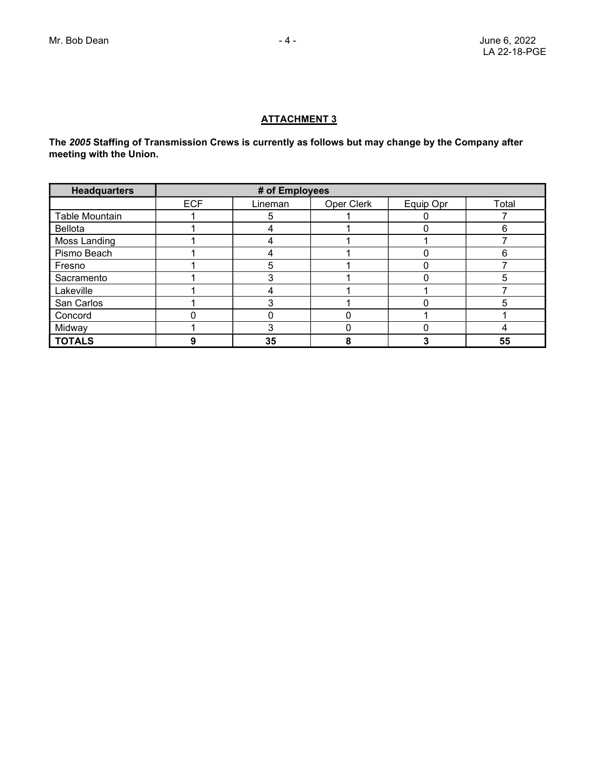## ATTACHMENT 3

**The *2005* Staffing of Transmission Crews is currently as follows but may change by the Company after meeting with the Union.**

| Headquarters | # of Employees | | | | |
|---|---|---|---|---|---|
| | ECF | Lineman | Oper Clerk | Equip Opr | Total |
| Table Mountain | 1 | 5 | 1 | 0 | 7 |
| Bellota | 1 | 4 | 1 | 0 | 6 |
| Moss Landing | 1 | 4 | 1 | 1 | 7 |
| Pismo Beach | 1 | 4 | 1 | 0 | 6 |
| Fresno | 1 | 5 | 1 | 0 | 7 |
| Sacramento | 1 | 3 | 1 | 0 | 5 |
| Lakeville | 1 | 4 | 1 | 1 | 7 |
| San Carlos | 1 | 3 | 1 | 0 | 5 |
| Concord | 0 | 0 | 0 | 1 | 1 |
| Midway | 1 | 3 | 0 | 0 | 4 |
| **TOTALS** | **9** | **35** | **8** | **3** | **55** |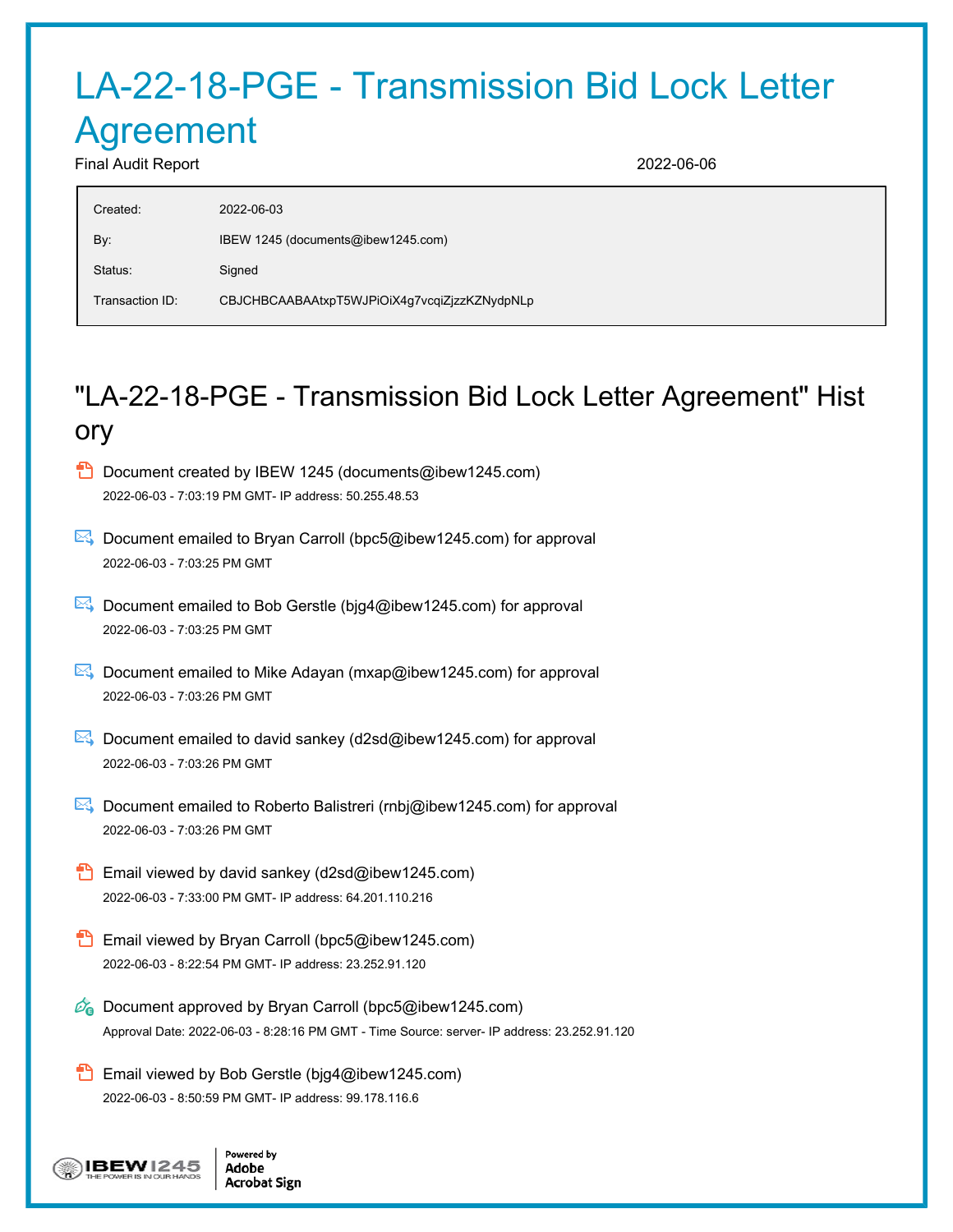# LA-22-18-PGE - Transmission Bid Lock Letter Agreement

Final Audit Report 2022-06-06

| | |
|---|---|
| Created: | 2022-06-03 |
| By: | IBEW 1245 (documents@ibew1245.com) |
| Status: | Signed |
| Transaction ID: | CBJCHBCAABAAtxpT5WJPiOiX4g7vcqiZjzzKZNydpNLp |

## "LA-22-18-PGE - Transmission Bid Lock Letter Agreement" History

- Document created by IBEW 1245 (documents@ibew1245.com)
  2022-06-03 - 7:03:19 PM GMT- IP address: 50.255.48.53

- Document emailed to Bryan Carroll (bpc5@ibew1245.com) for approval
  2022-06-03 - 7:03:25 PM GMT

- Document emailed to Bob Gerstle (bjg4@ibew1245.com) for approval
  2022-06-03 - 7:03:25 PM GMT

- Document emailed to Mike Adayan (mxap@ibew1245.com) for approval
  2022-06-03 - 7:03:26 PM GMT

- Document emailed to david sankey (d2sd@ibew1245.com) for approval
  2022-06-03 - 7:03:26 PM GMT

- Document emailed to Roberto Balistreri (rnbj@ibew1245.com) for approval
  2022-06-03 - 7:03:26 PM GMT

- Email viewed by david sankey (d2sd@ibew1245.com)
  2022-06-03 - 7:33:00 PM GMT- IP address: 64.201.110.216

- Email viewed by Bryan Carroll (bpc5@ibew1245.com)
  2022-06-03 - 8:22:54 PM GMT- IP address: 23.252.91.120

- Document approved by Bryan Carroll (bpc5@ibew1245.com)
  Approval Date: 2022-06-03 - 8:28:16 PM GMT - Time Source: server- IP address: 23.252.91.120

- Email viewed by Bob Gerstle (bjg4@ibew1245.com)
  2022-06-03 - 8:50:59 PM GMT- IP address: 99.178.116.6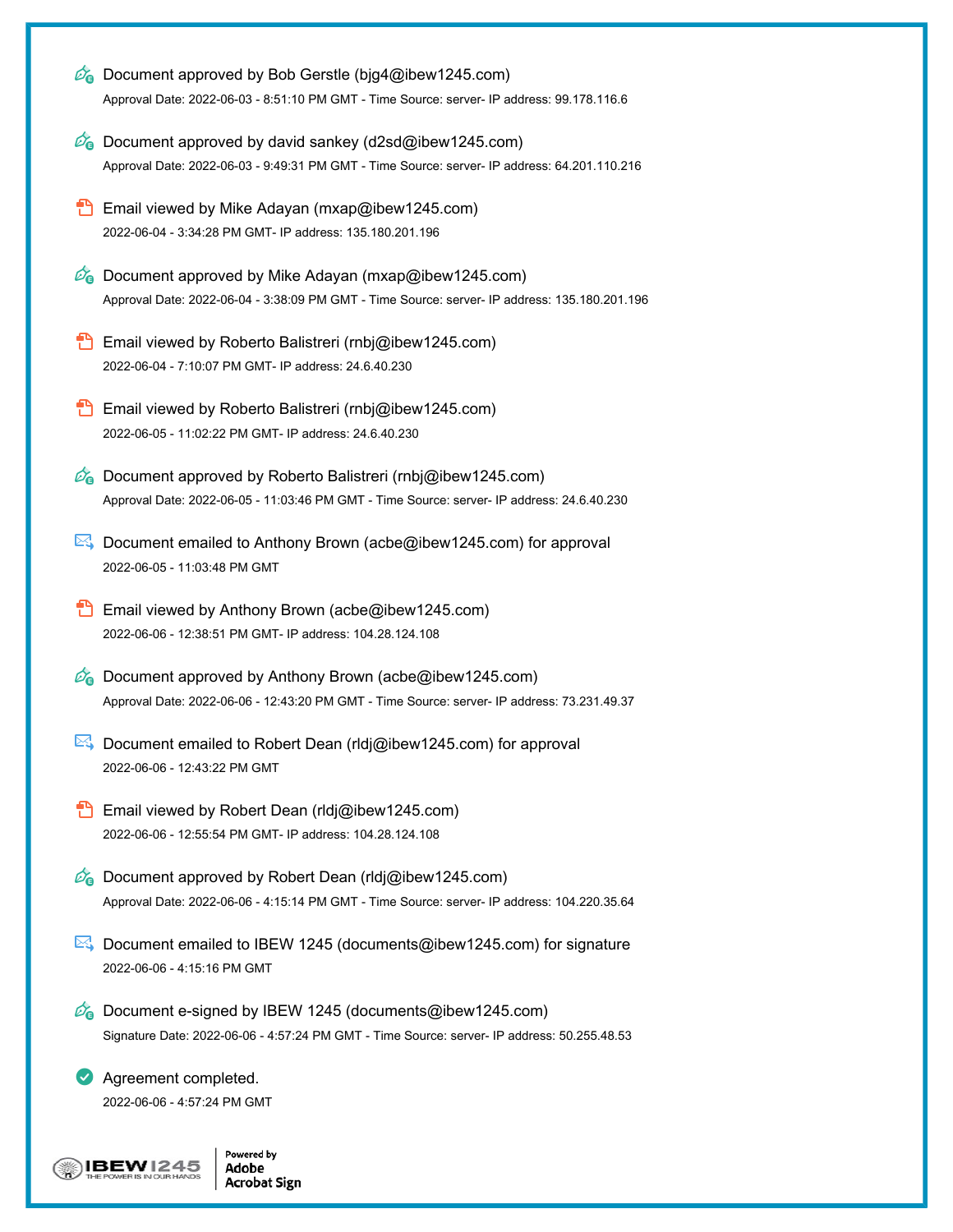Document approved by Bob Gerstle (bjg4@ibew1245.com)
Approval Date: 2022-06-03 - 8:51:10 PM GMT - Time Source: server- IP address: 99.178.116.6

Document approved by david sankey (d2sd@ibew1245.com)
Approval Date: 2022-06-03 - 9:49:31 PM GMT - Time Source: server- IP address: 64.201.110.216

Email viewed by Mike Adayan (mxap@ibew1245.com)
2022-06-04 - 3:34:28 PM GMT- IP address: 135.180.201.196

Document approved by Mike Adayan (mxap@ibew1245.com)
Approval Date: 2022-06-04 - 3:38:09 PM GMT - Time Source: server- IP address: 135.180.201.196

Email viewed by Roberto Balistreri (rnbj@ibew1245.com)
2022-06-04 - 7:10:07 PM GMT- IP address: 24.6.40.230

Email viewed by Roberto Balistreri (rnbj@ibew1245.com)
2022-06-05 - 11:02:22 PM GMT- IP address: 24.6.40.230

Document approved by Roberto Balistreri (rnbj@ibew1245.com)
Approval Date: 2022-06-05 - 11:03:46 PM GMT - Time Source: server- IP address: 24.6.40.230

Document emailed to Anthony Brown (acbe@ibew1245.com) for approval
2022-06-05 - 11:03:48 PM GMT

Email viewed by Anthony Brown (acbe@ibew1245.com)
2022-06-06 - 12:38:51 PM GMT- IP address: 104.28.124.108

Document approved by Anthony Brown (acbe@ibew1245.com)
Approval Date: 2022-06-06 - 12:43:20 PM GMT - Time Source: server- IP address: 73.231.49.37

Document emailed to Robert Dean (rldj@ibew1245.com) for approval
2022-06-06 - 12:43:22 PM GMT

Email viewed by Robert Dean (rldj@ibew1245.com)
2022-06-06 - 12:55:54 PM GMT- IP address: 104.28.124.108

Document approved by Robert Dean (rldj@ibew1245.com)
Approval Date: 2022-06-06 - 4:15:14 PM GMT - Time Source: server- IP address: 104.220.35.64

Document emailed to IBEW 1245 (documents@ibew1245.com) for signature
2022-06-06 - 4:15:16 PM GMT

Document e-signed by IBEW 1245 (documents@ibew1245.com)
Signature Date: 2022-06-06 - 4:57:24 PM GMT - Time Source: server- IP address: 50.255.48.53

Agreement completed.
2022-06-06 - 4:57:24 PM GMT